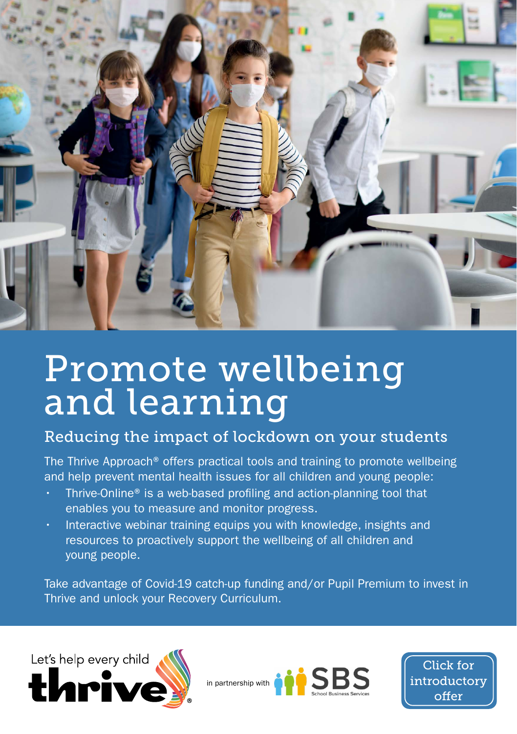# Promote wellbeing and learning

## Reducing the impact of lockdown on your students

The Thrive Approach® offers practical tools and training to promote wellbeing and help prevent mental health issues for all children and young people:

- Thrive-Online® is a web-based profiling and action-planning tool that enables you to measure and monitor progress.
- Interactive webinar training equips you with knowledge, insights and resources to proactively support the wellbeing of all children and young people.

Take advantage of Covid-19 catch-up funding and/or Pupil Premium to invest in Thrive and unlock your Recovery Curriculum.

Let's help every child thrive®

in partnership with SBS School Business Services

Click for introductory offer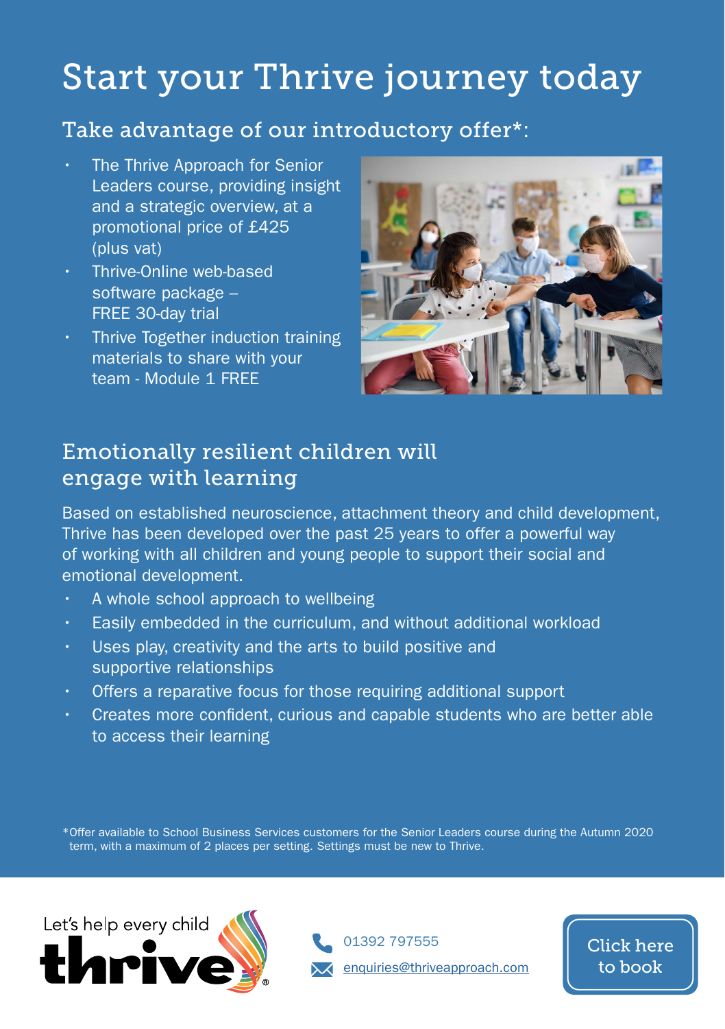# Start your Thrive journey today

## Take advantage of our introductory offer*:

- The Thrive Approach for Senior Leaders course, providing insight and a strategic overview, at a promotional price of £425 (plus vat)
- Thrive-Online web-based software package – FREE 30-day trial
- Thrive Together induction training materials to share with your team - Module 1 FREE

## Emotionally resilient children will engage with learning

Based on established neuroscience, attachment theory and child development, Thrive has been developed over the past 25 years to offer a powerful way of working with all children and young people to support their social and emotional development.

- A whole school approach to wellbeing
- Easily embedded in the curriculum, and without additional workload
- Uses play, creativity and the arts to build positive and supportive relationships
- Offers a reparative focus for those requiring additional support
- Creates more confident, curious and capable students who are better able to access their learning

*Offer available to School Business Services customers for the Senior Leaders course during the Autumn 2020 term, with a maximum of 2 places per setting. Settings must be new to Thrive.

Let's help every child thrive

01392 797555

enquiries@thriveapproach.com

Click here to book